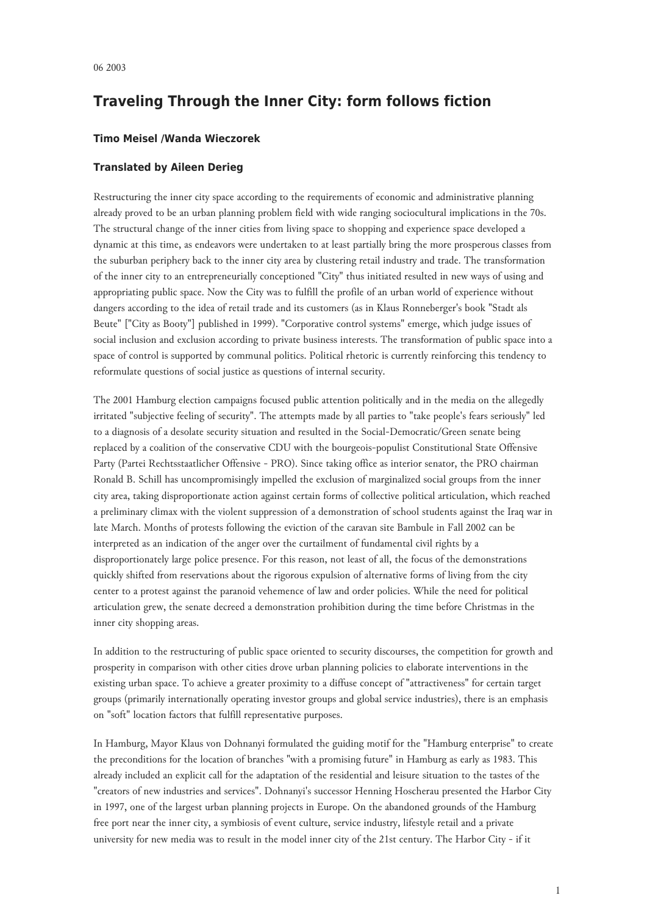06 2003

# Traveling Through the Inner City: form follows fiction

**Timo Meisel /Wanda Wieczorek**

**Translated by Aileen Derieg**

Restructuring the inner city space according to the requirements of economic and administrative planning already proved to be an urban planning problem field with wide ranging sociocultural implications in the 70s. The structural change of the inner cities from living space to shopping and experience space developed a dynamic at this time, as endeavors were undertaken to at least partially bring the more prosperous classes from the suburban periphery back to the inner city area by clustering retail industry and trade. The transformation of the inner city to an entrepreneurially conceptioned "City" thus initiated resulted in new ways of using and appropriating public space. Now the City was to fulfill the profile of an urban world of experience without dangers according to the idea of retail trade and its customers (as in Klaus Ronneberger's book "Stadt als Beute" ["City as Booty"] published in 1999). "Corporative control systems" emerge, which judge issues of social inclusion and exclusion according to private business interests. The transformation of public space into a space of control is supported by communal politics. Political rhetoric is currently reinforcing this tendency to reformulate questions of social justice as questions of internal security.

The 2001 Hamburg election campaigns focused public attention politically and in the media on the allegedly irritated "subjective feeling of security". The attempts made by all parties to "take people's fears seriously" led to a diagnosis of a desolate security situation and resulted in the Social-Democratic/Green senate being replaced by a coalition of the conservative CDU with the bourgeois-populist Constitutional State Offensive Party (Partei Rechtsstaatlicher Offensive - PRO). Since taking office as interior senator, the PRO chairman Ronald B. Schill has uncompromisingly impelled the exclusion of marginalized social groups from the inner city area, taking disproportionate action against certain forms of collective political articulation, which reached a preliminary climax with the violent suppression of a demonstration of school students against the Iraq war in late March. Months of protests following the eviction of the caravan site Bambule in Fall 2002 can be interpreted as an indication of the anger over the curtailment of fundamental civil rights by a disproportionately large police presence. For this reason, not least of all, the focus of the demonstrations quickly shifted from reservations about the rigorous expulsion of alternative forms of living from the city center to a protest against the paranoid vehemence of law and order policies. While the need for political articulation grew, the senate decreed a demonstration prohibition during the time before Christmas in the inner city shopping areas.

In addition to the restructuring of public space oriented to security discourses, the competition for growth and prosperity in comparison with other cities drove urban planning policies to elaborate interventions in the existing urban space. To achieve a greater proximity to a diffuse concept of "attractiveness" for certain target groups (primarily internationally operating investor groups and global service industries), there is an emphasis on "soft" location factors that fulfill representative purposes.

In Hamburg, Mayor Klaus von Dohnanyi formulated the guiding motif for the "Hamburg enterprise" to create the preconditions for the location of branches "with a promising future" in Hamburg as early as 1983. This already included an explicit call for the adaptation of the residential and leisure situation to the tastes of the "creators of new industries and services". Dohnanyi's successor Henning Hoscherau presented the Harbor City in 1997, one of the largest urban planning projects in Europe. On the abandoned grounds of the Hamburg free port near the inner city, a symbiosis of event culture, service industry, lifestyle retail and a private university for new media was to result in the model inner city of the 21st century. The Harbor City - if it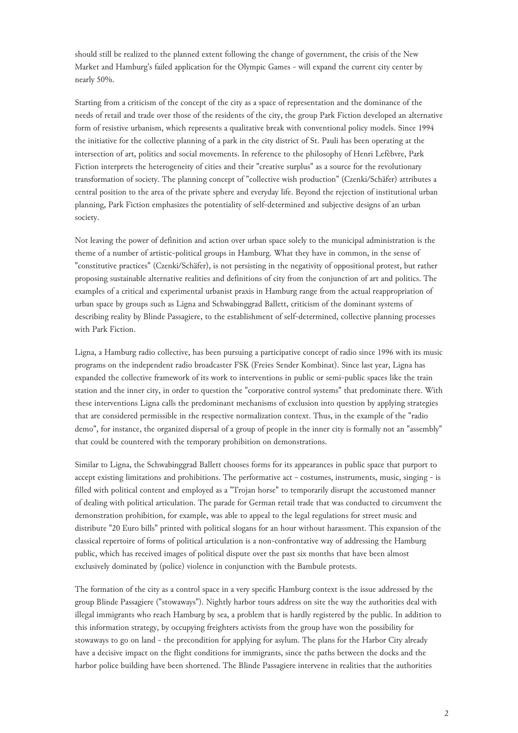should still be realized to the planned extent following the change of government, the crisis of the New Market and Hamburg's failed application for the Olympic Games - will expand the current city center by nearly 50%.

Starting from a criticism of the concept of the city as a space of representation and the dominance of the needs of retail and trade over those of the residents of the city, the group Park Fiction developed an alternative form of resistive urbanism, which represents a qualitative break with conventional policy models. Since 1994 the initiative for the collective planning of a park in the city district of St. Pauli has been operating at the intersection of art, politics and social movements. In reference to the philosophy of Henri Lefèbvre, Park Fiction interprets the heterogeneity of cities and their "creative surplus" as a source for the revolutionary transformation of society. The planning concept of "collective wish production" (Czenki/Schäfer) attributes a central position to the area of the private sphere and everyday life. Beyond the rejection of institutional urban planning, Park Fiction emphasizes the potentiality of self-determined and subjective designs of an urban society.

Not leaving the power of definition and action over urban space solely to the municipal administration is the theme of a number of artistic-political groups in Hamburg. What they have in common, in the sense of "constitutive practices" (Czenki/Schäfer), is not persisting in the negativity of oppositional protest, but rather proposing sustainable alternative realities and definitions of city from the conjunction of art and politics. The examples of a critical and experimental urbanist praxis in Hamburg range from the actual reappropriation of urban space by groups such as Ligna and Schwabinggrad Ballett, criticism of the dominant systems of describing reality by Blinde Passagiere, to the establishment of self-determined, collective planning processes with Park Fiction.

Ligna, a Hamburg radio collective, has been pursuing a participative concept of radio since 1996 with its music programs on the independent radio broadcaster FSK (Freies Sender Kombinat). Since last year, Ligna has expanded the collective framework of its work to interventions in public or semi-public spaces like the train station and the inner city, in order to question the "corporative control systems" that predominate there. With these interventions Ligna calls the predominant mechanisms of exclusion into question by applying strategies that are considered permissible in the respective normalization context. Thus, in the example of the "radio demo", for instance, the organized dispersal of a group of people in the inner city is formally not an "assembly" that could be countered with the temporary prohibition on demonstrations.

Similar to Ligna, the Schwabinggrad Ballett chooses forms for its appearances in public space that purport to accept existing limitations and prohibitions. The performative act - costumes, instruments, music, singing - is filled with political content and employed as a "Trojan horse" to temporarily disrupt the accustomed manner of dealing with political articulation. The parade for German retail trade that was conducted to circumvent the demonstration prohibition, for example, was able to appeal to the legal regulations for street music and distribute "20 Euro bills" printed with political slogans for an hour without harassment. This expansion of the classical repertoire of forms of political articulation is a non-confrontative way of addressing the Hamburg public, which has received images of political dispute over the past six months that have been almost exclusively dominated by (police) violence in conjunction with the Bambule protests.

The formation of the city as a control space in a very specific Hamburg context is the issue addressed by the group Blinde Passagiere ("stowaways"). Nightly harbor tours address on site the way the authorities deal with illegal immigrants who reach Hamburg by sea, a problem that is hardly registered by the public. In addition to this information strategy, by occupying freighters activists from the group have won the possibility for stowaways to go on land - the precondition for applying for asylum. The plans for the Harbor City already have a decisive impact on the flight conditions for immigrants, since the paths between the docks and the harbor police building have been shortened. The Blinde Passagiere intervene in realities that the authorities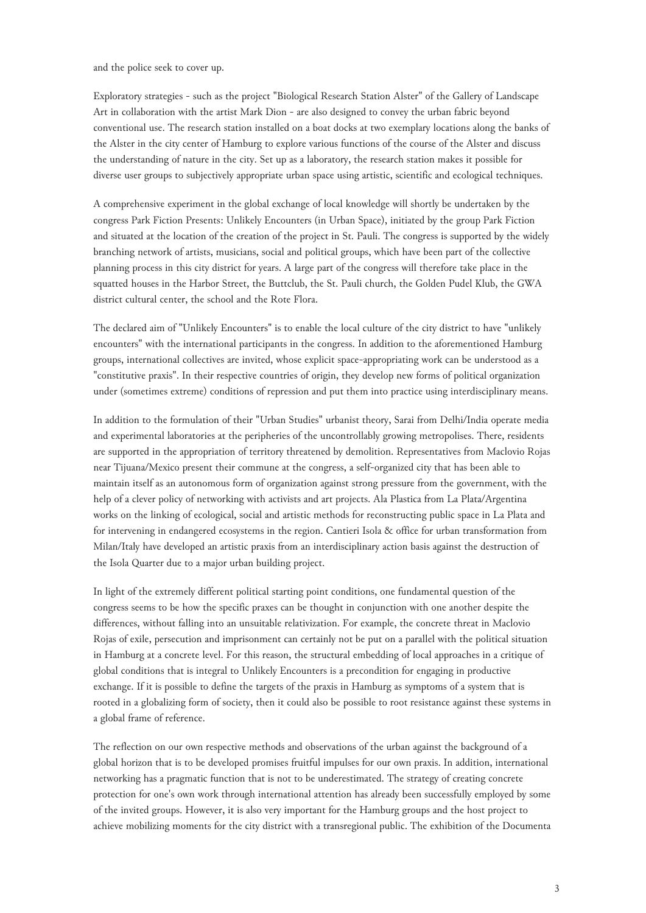and the police seek to cover up.

Exploratory strategies - such as the project "Biological Research Station Alster" of the Gallery of Landscape Art in collaboration with the artist Mark Dion - are also designed to convey the urban fabric beyond conventional use. The research station installed on a boat docks at two exemplary locations along the banks of the Alster in the city center of Hamburg to explore various functions of the course of the Alster and discuss the understanding of nature in the city. Set up as a laboratory, the research station makes it possible for diverse user groups to subjectively appropriate urban space using artistic, scientific and ecological techniques.

A comprehensive experiment in the global exchange of local knowledge will shortly be undertaken by the congress Park Fiction Presents: Unlikely Encounters (in Urban Space), initiated by the group Park Fiction and situated at the location of the creation of the project in St. Pauli. The congress is supported by the widely branching network of artists, musicians, social and political groups, which have been part of the collective planning process in this city district for years. A large part of the congress will therefore take place in the squatted houses in the Harbor Street, the Buttclub, the St. Pauli church, the Golden Pudel Klub, the GWA district cultural center, the school and the Rote Flora.

The declared aim of "Unlikely Encounters" is to enable the local culture of the city district to have "unlikely encounters" with the international participants in the congress. In addition to the aforementioned Hamburg groups, international collectives are invited, whose explicit space-appropriating work can be understood as a "constitutive praxis". In their respective countries of origin, they develop new forms of political organization under (sometimes extreme) conditions of repression and put them into practice using interdisciplinary means.

In addition to the formulation of their "Urban Studies" urbanist theory, Sarai from Delhi/India operate media and experimental laboratories at the peripheries of the uncontrollably growing metropolises. There, residents are supported in the appropriation of territory threatened by demolition. Representatives from Maclovio Rojas near Tijuana/Mexico present their commune at the congress, a self-organized city that has been able to maintain itself as an autonomous form of organization against strong pressure from the government, with the help of a clever policy of networking with activists and art projects. Ala Plastica from La Plata/Argentina works on the linking of ecological, social and artistic methods for reconstructing public space in La Plata and for intervening in endangered ecosystems in the region. Cantieri Isola & office for urban transformation from Milan/Italy have developed an artistic praxis from an interdisciplinary action basis against the destruction of the Isola Quarter due to a major urban building project.

In light of the extremely different political starting point conditions, one fundamental question of the congress seems to be how the specific praxes can be thought in conjunction with one another despite the differences, without falling into an unsuitable relativization. For example, the concrete threat in Maclovio Rojas of exile, persecution and imprisonment can certainly not be put on a parallel with the political situation in Hamburg at a concrete level. For this reason, the structural embedding of local approaches in a critique of global conditions that is integral to Unlikely Encounters is a precondition for engaging in productive exchange. If it is possible to define the targets of the praxis in Hamburg as symptoms of a system that is rooted in a globalizing form of society, then it could also be possible to root resistance against these systems in a global frame of reference.

The reflection on our own respective methods and observations of the urban against the background of a global horizon that is to be developed promises fruitful impulses for our own praxis. In addition, international networking has a pragmatic function that is not to be underestimated. The strategy of creating concrete protection for one's own work through international attention has already been successfully employed by some of the invited groups. However, it is also very important for the Hamburg groups and the host project to achieve mobilizing moments for the city district with a transregional public. The exhibition of the Documenta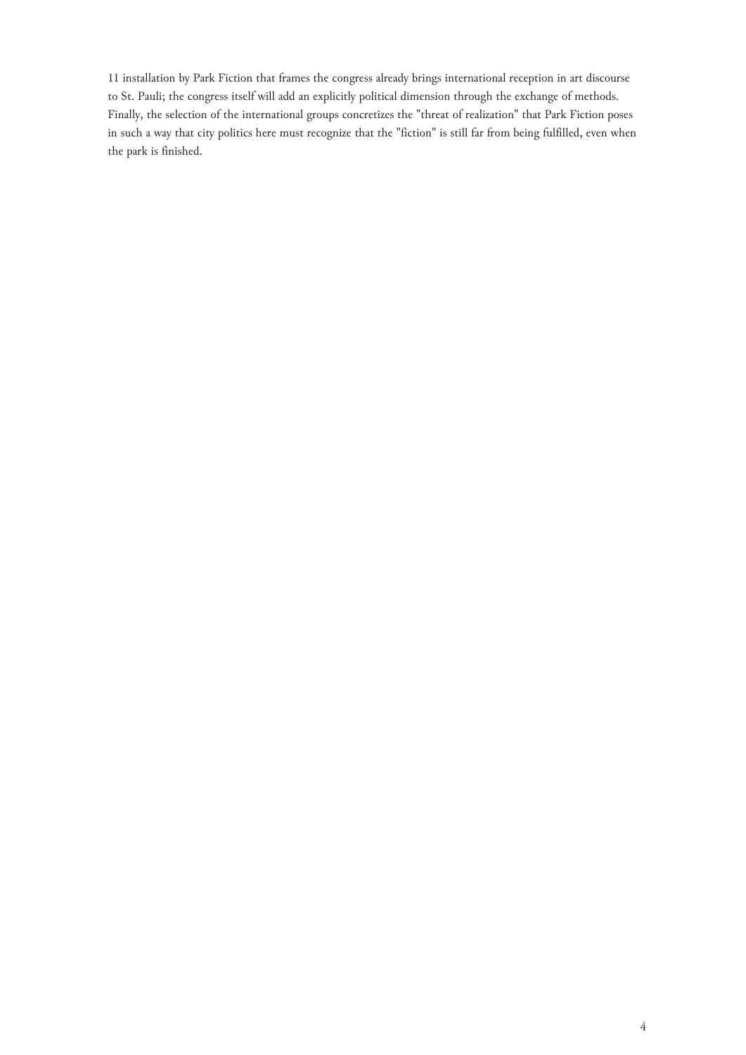11 installation by Park Fiction that frames the congress already brings international reception in art discourse to St. Pauli; the congress itself will add an explicitly political dimension through the exchange of methods. Finally, the selection of the international groups concretizes the "threat of realization" that Park Fiction poses in such a way that city politics here must recognize that the "fiction" is still far from being fulfilled, even when the park is finished.